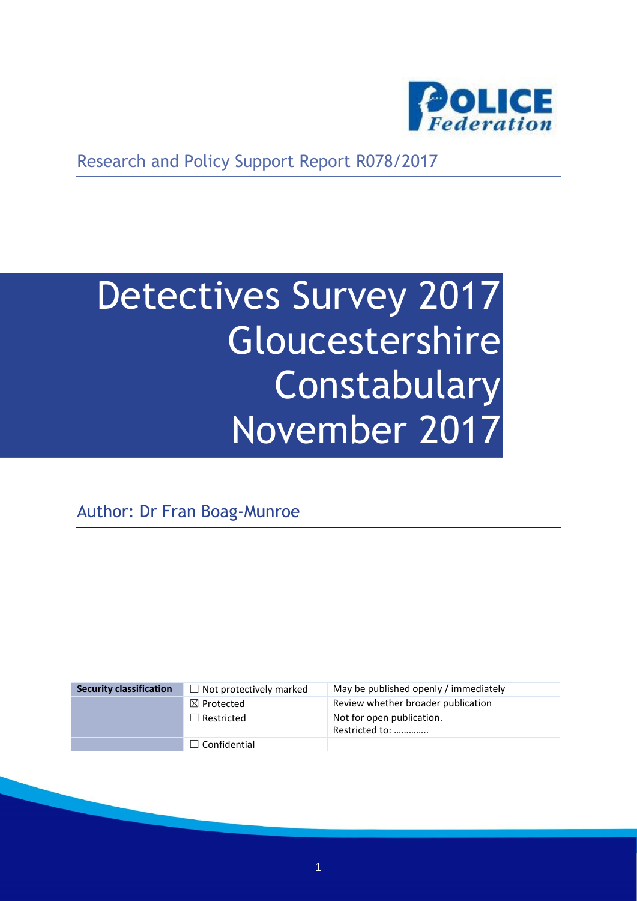Research and Policy Support Report R078/2017

# Detectives Survey 2017 Gloucestershire Constabulary November 2017

Author: Dr Fran Boag-Munroe

| Security classification | ☐ Not protectively marked | May be published openly / immediately |
|---|---|---|
| | ☒ Protected | Review whether broader publication |
| | ☐ Restricted | Not for open publication. Restricted to: ………….. |
| | ☐ Confidential | |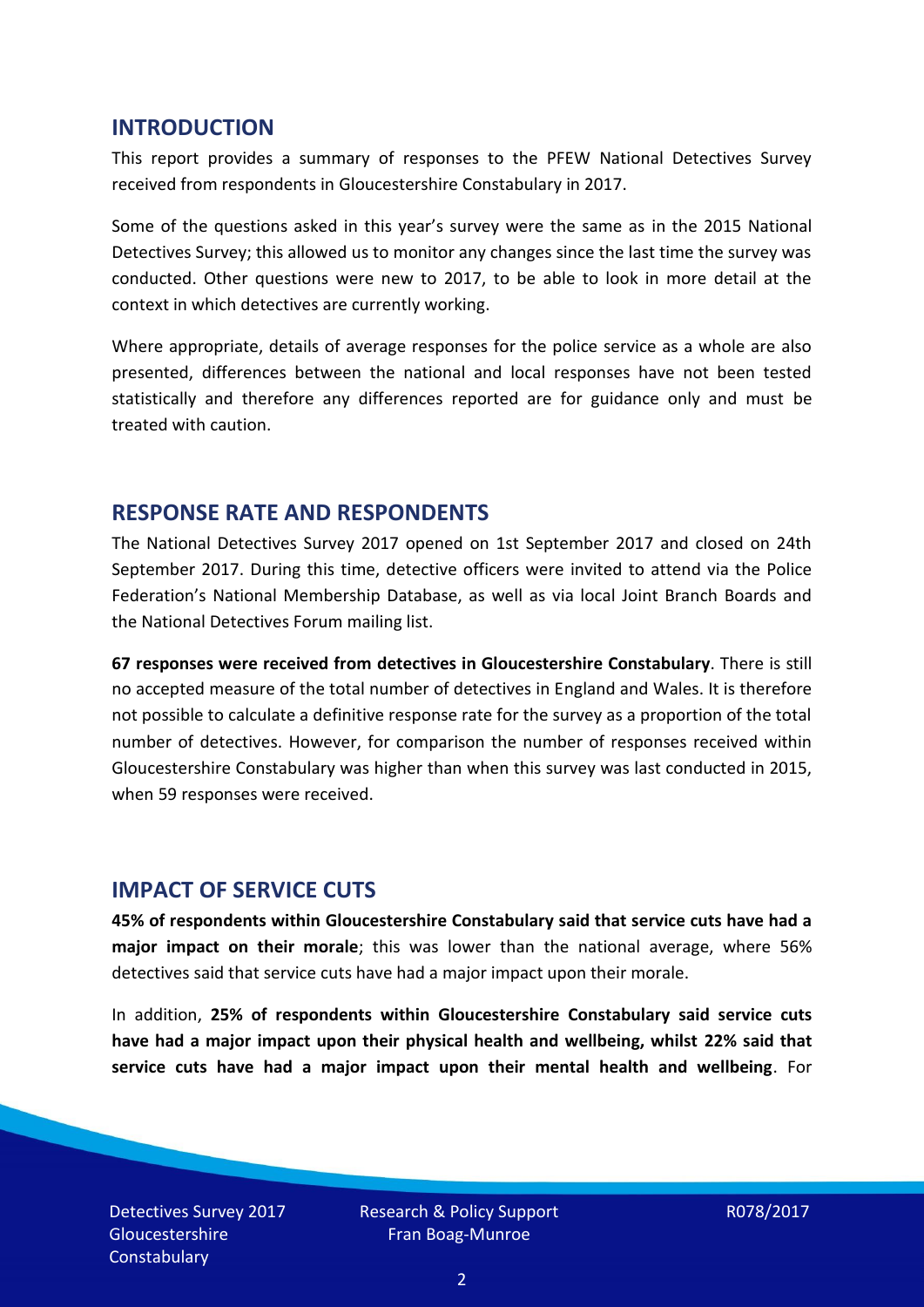## INTRODUCTION

This report provides a summary of responses to the PFEW National Detectives Survey received from respondents in Gloucestershire Constabulary in 2017.

Some of the questions asked in this year's survey were the same as in the 2015 National Detectives Survey; this allowed us to monitor any changes since the last time the survey was conducted. Other questions were new to 2017, to be able to look in more detail at the context in which detectives are currently working.

Where appropriate, details of average responses for the police service as a whole are also presented, differences between the national and local responses have not been tested statistically and therefore any differences reported are for guidance only and must be treated with caution.

## RESPONSE RATE AND RESPONDENTS

The National Detectives Survey 2017 opened on 1st September 2017 and closed on 24th September 2017. During this time, detective officers were invited to attend via the Police Federation's National Membership Database, as well as via local Joint Branch Boards and the National Detectives Forum mailing list.

**67 responses were received from detectives in Gloucestershire Constabulary**. There is still no accepted measure of the total number of detectives in England and Wales. It is therefore not possible to calculate a definitive response rate for the survey as a proportion of the total number of detectives. However, for comparison the number of responses received within Gloucestershire Constabulary was higher than when this survey was last conducted in 2015, when 59 responses were received.

## IMPACT OF SERVICE CUTS

**45% of respondents within Gloucestershire Constabulary said that service cuts have had a major impact on their morale**; this was lower than the national average, where 56% detectives said that service cuts have had a major impact upon their morale.

In addition, **25% of respondents within Gloucestershire Constabulary said service cuts have had a major impact upon their physical health and wellbeing, whilst 22% said that service cuts have had a major impact upon their mental health and wellbeing**. For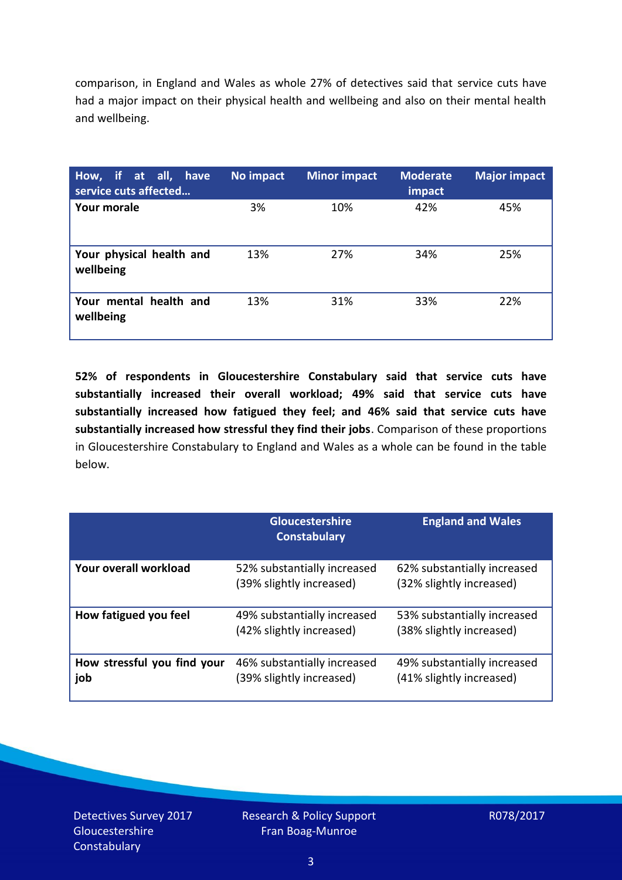comparison, in England and Wales as whole 27% of detectives said that service cuts have had a major impact on their physical health and wellbeing and also on their mental health and wellbeing.

| How, if at all, have service cuts affected… | No impact | Minor impact | Moderate impact | Major impact |
|---|---|---|---|---|
| **Your morale** | 3% | 10% | 42% | 45% |
| **Your physical health and wellbeing** | 13% | 27% | 34% | 25% |
| **Your mental health and wellbeing** | 13% | 31% | 33% | 22% |

**52% of respondents in Gloucestershire Constabulary said that service cuts have substantially increased their overall workload; 49% said that service cuts have substantially increased how fatigued they feel; and 46% said that service cuts have substantially increased how stressful they find their jobs**. Comparison of these proportions in Gloucestershire Constabulary to England and Wales as a whole can be found in the table below.

| | Gloucestershire Constabulary | England and Wales |
|---|---|---|
| **Your overall workload** | 52% substantially increased (39% slightly increased) | 62% substantially increased (32% slightly increased) |
| **How fatigued you feel** | 49% substantially increased (42% slightly increased) | 53% substantially increased (38% slightly increased) |
| **How stressful you find your job** | 46% substantially increased (39% slightly increased) | 49% substantially increased (41% slightly increased) |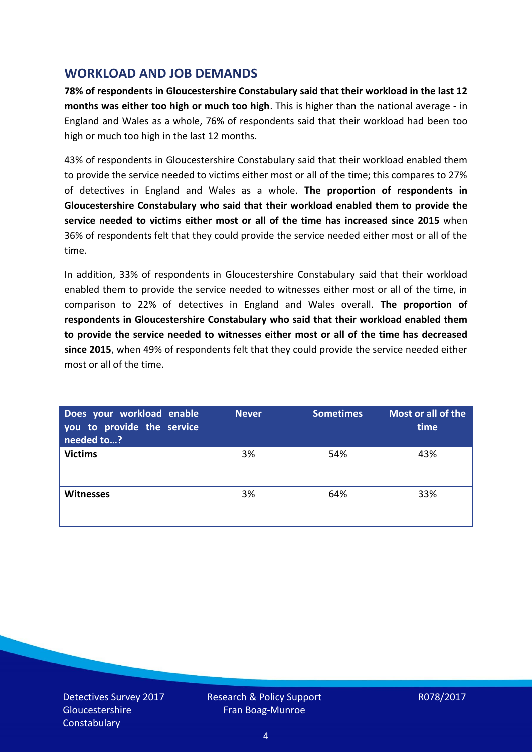## WORKLOAD AND JOB DEMANDS

**78% of respondents in Gloucestershire Constabulary said that their workload in the last 12 months was either too high or much too high**. This is higher than the national average - in England and Wales as a whole, 76% of respondents said that their workload had been too high or much too high in the last 12 months.

43% of respondents in Gloucestershire Constabulary said that their workload enabled them to provide the service needed to victims either most or all of the time; this compares to 27% of detectives in England and Wales as a whole. **The proportion of respondents in Gloucestershire Constabulary who said that their workload enabled them to provide the service needed to victims either most or all of the time has increased since 2015** when 36% of respondents felt that they could provide the service needed either most or all of the time.

In addition, 33% of respondents in Gloucestershire Constabulary said that their workload enabled them to provide the service needed to witnesses either most or all of the time, in comparison to 22% of detectives in England and Wales overall. **The proportion of respondents in Gloucestershire Constabulary who said that their workload enabled them to provide the service needed to witnesses either most or all of the time has decreased since 2015**, when 49% of respondents felt that they could provide the service needed either most or all of the time.

| Does your workload enable you to provide the service needed to…? | Never | Sometimes | Most or all of the time |
|---|---|---|---|
| **Victims** | 3% | 54% | 43% |
| **Witnesses** | 3% | 64% | 33% |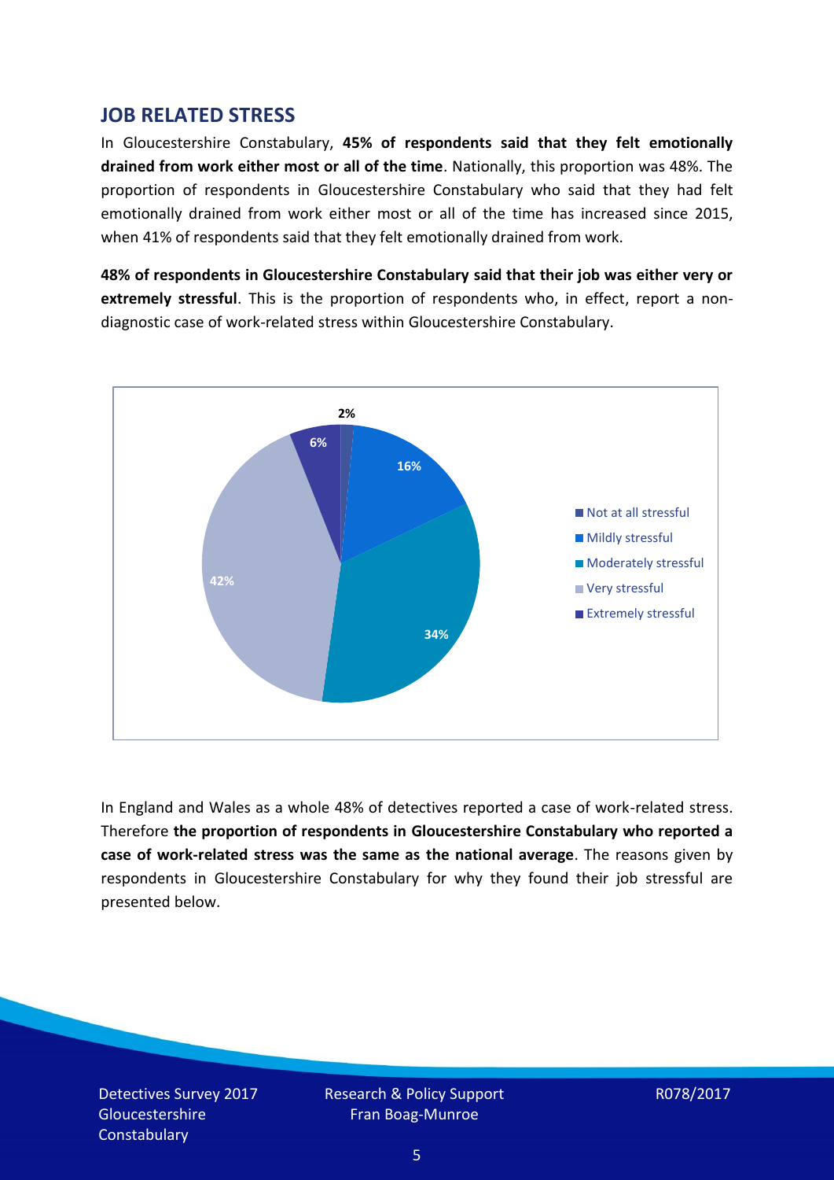## JOB RELATED STRESS

In Gloucestershire Constabulary, **45% of respondents said that they felt emotionally drained from work either most or all of the time**. Nationally, this proportion was 48%. The proportion of respondents in Gloucestershire Constabulary who said that they had felt emotionally drained from work either most or all of the time has increased since 2015, when 41% of respondents said that they felt emotionally drained from work.

**48% of respondents in Gloucestershire Constabulary said that their job was either very or extremely stressful**. This is the proportion of respondents who, in effect, report a non-diagnostic case of work-related stress within Gloucestershire Constabulary.

| Response | Percentage |
|---|---|
| Not at all stressful | 2% |
| Mildly stressful | 16% |
| Moderately stressful | 34% |
| Very stressful | 42% |
| Extremely stressful | 6% |

In England and Wales as a whole 48% of detectives reported a case of work-related stress. Therefore **the proportion of respondents in Gloucestershire Constabulary who reported a case of work-related stress was the same as the national average**. The reasons given by respondents in Gloucestershire Constabulary for why they found their job stressful are presented below.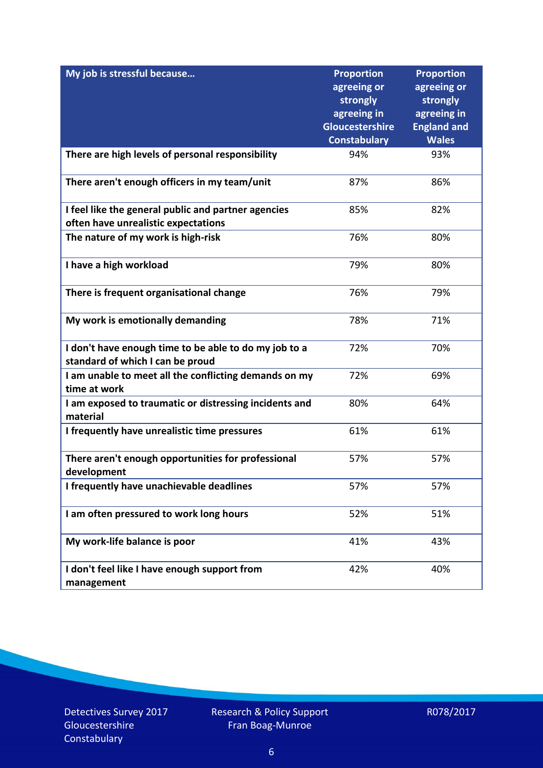| My job is stressful because… | Proportion agreeing or strongly agreeing in Gloucestershire Constabulary | Proportion agreeing or strongly agreeing in England and Wales |
|---|---|---|
| There are high levels of personal responsibility | 94% | 93% |
| There aren't enough officers in my team/unit | 87% | 86% |
| I feel like the general public and partner agencies often have unrealistic expectations | 85% | 82% |
| The nature of my work is high-risk | 76% | 80% |
| I have a high workload | 79% | 80% |
| There is frequent organisational change | 76% | 79% |
| My work is emotionally demanding | 78% | 71% |
| I don't have enough time to be able to do my job to a standard of which I can be proud | 72% | 70% |
| I am unable to meet all the conflicting demands on my time at work | 72% | 69% |
| I am exposed to traumatic or distressing incidents and material | 80% | 64% |
| I frequently have unrealistic time pressures | 61% | 61% |
| There aren't enough opportunities for professional development | 57% | 57% |
| I frequently have unachievable deadlines | 57% | 57% |
| I am often pressured to work long hours | 52% | 51% |
| My work-life balance is poor | 41% | 43% |
| I don't feel like I have enough support from management | 42% | 40% |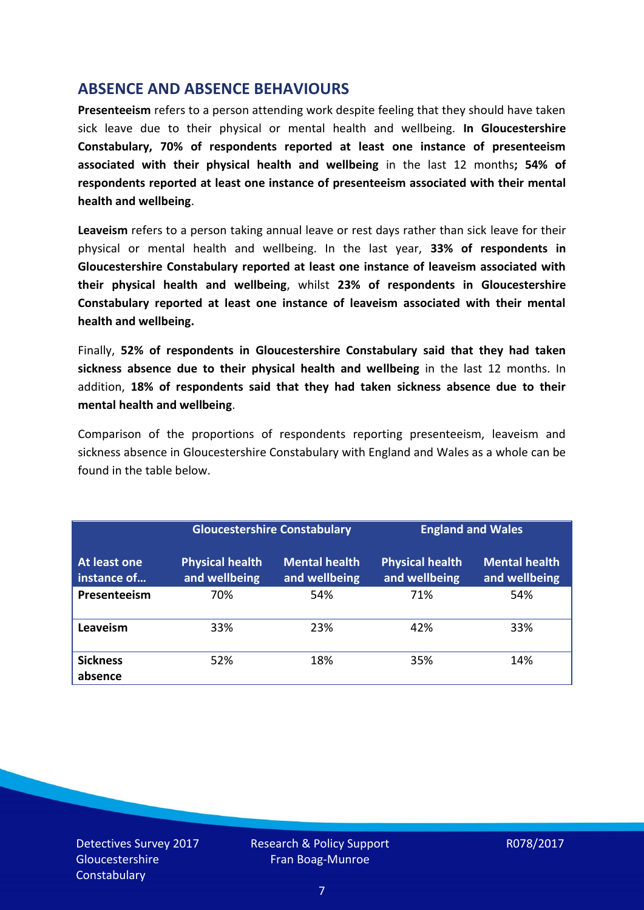## ABSENCE AND ABSENCE BEHAVIOURS

**Presenteeism** refers to a person attending work despite feeling that they should have taken sick leave due to their physical or mental health and wellbeing. **In Gloucestershire Constabulary, 70% of respondents reported at least one instance of presenteeism associated with their physical health and wellbeing** in the last 12 months**; 54% of respondents reported at least one instance of presenteeism associated with their mental health and wellbeing**.

**Leaveism** refers to a person taking annual leave or rest days rather than sick leave for their physical or mental health and wellbeing. In the last year, **33% of respondents in Gloucestershire Constabulary reported at least one instance of leaveism associated with their physical health and wellbeing**, whilst **23% of respondents in Gloucestershire Constabulary reported at least one instance of leaveism associated with their mental health and wellbeing.**

Finally, **52% of respondents in Gloucestershire Constabulary said that they had taken sickness absence due to their physical health and wellbeing** in the last 12 months. In addition, **18% of respondents said that they had taken sickness absence due to their mental health and wellbeing**.

Comparison of the proportions of respondents reporting presenteeism, leaveism and sickness absence in Gloucestershire Constabulary with England and Wales as a whole can be found in the table below.

| | Gloucestershire Constabulary | | England and Wales | |
|---|---|---|---|---|
| **At least one instance of…** | **Physical health and wellbeing** | **Mental health and wellbeing** | **Physical health and wellbeing** | **Mental health and wellbeing** |
| **Presenteeism** | 70% | 54% | 71% | 54% |
| **Leaveism** | 33% | 23% | 42% | 33% |
| **Sickness absence** | 52% | 18% | 35% | 14% |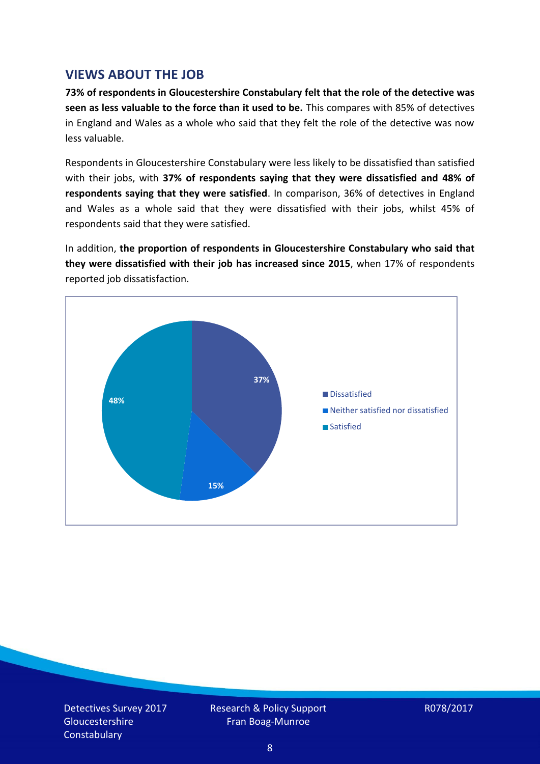## VIEWS ABOUT THE JOB

**73% of respondents in Gloucestershire Constabulary felt that the role of the detective was seen as less valuable to the force than it used to be.** This compares with 85% of detectives in England and Wales as a whole who said that they felt the role of the detective was now less valuable.

Respondents in Gloucestershire Constabulary were less likely to be dissatisfied than satisfied with their jobs, with **37% of respondents saying that they were dissatisfied and 48% of respondents saying that they were satisfied**. In comparison, 36% of detectives in England and Wales as a whole said that they were dissatisfied with their jobs, whilst 45% of respondents said that they were satisfied.

In addition, **the proportion of respondents in Gloucestershire Constabulary who said that they were dissatisfied with their job has increased since 2015**, when 17% of respondents reported job dissatisfaction.

| Response | Percentage |
| --- | --- |
| Dissatisfied | 37% |
| Neither satisfied nor dissatisfied | 15% |
| Satisfied | 48% |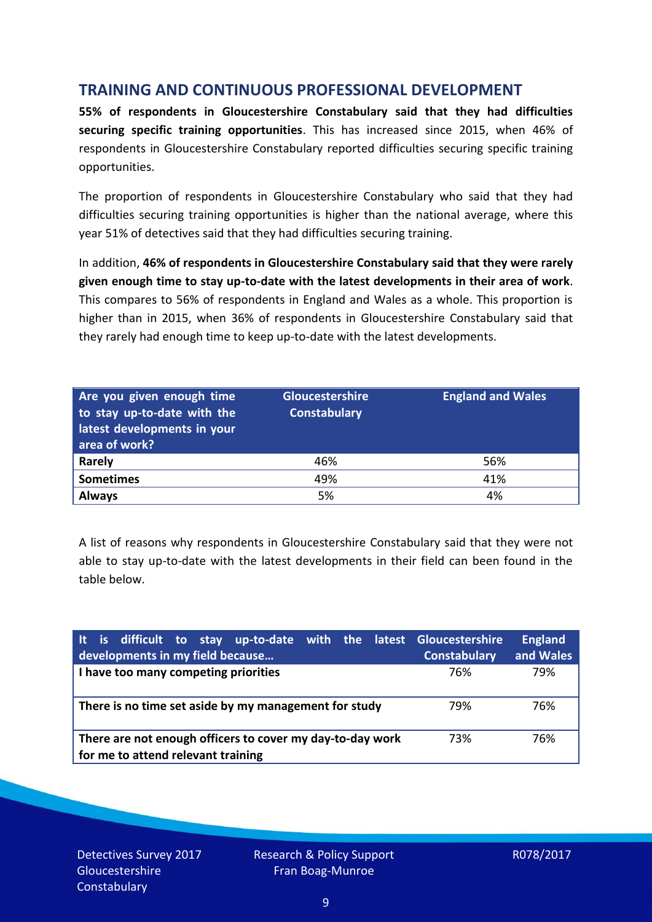## TRAINING AND CONTINUOUS PROFESSIONAL DEVELOPMENT

**55% of respondents in Gloucestershire Constabulary said that they had difficulties securing specific training opportunities**. This has increased since 2015, when 46% of respondents in Gloucestershire Constabulary reported difficulties securing specific training opportunities.

The proportion of respondents in Gloucestershire Constabulary who said that they had difficulties securing training opportunities is higher than the national average, where this year 51% of detectives said that they had difficulties securing training.

In addition, **46% of respondents in Gloucestershire Constabulary said that they were rarely given enough time to stay up-to-date with the latest developments in their area of work**. This compares to 56% of respondents in England and Wales as a whole. This proportion is higher than in 2015, when 36% of respondents in Gloucestershire Constabulary said that they rarely had enough time to keep up-to-date with the latest developments.

| Are you given enough time to stay up-to-date with the latest developments in your area of work? | Gloucestershire Constabulary | England and Wales |
|---|---|---|
| **Rarely** | 46% | 56% |
| **Sometimes** | 49% | 41% |
| **Always** | 5% | 4% |

A list of reasons why respondents in Gloucestershire Constabulary said that they were not able to stay up-to-date with the latest developments in their field can been found in the table below.

| It is difficult to stay up-to-date with the latest developments in my field because… | Gloucestershire Constabulary | England and Wales |
|---|---|---|
| **I have too many competing priorities** | 76% | 79% |
| **There is no time set aside by my management for study** | 79% | 76% |
| **There are not enough officers to cover my day-to-day work for me to attend relevant training** | 73% | 76% |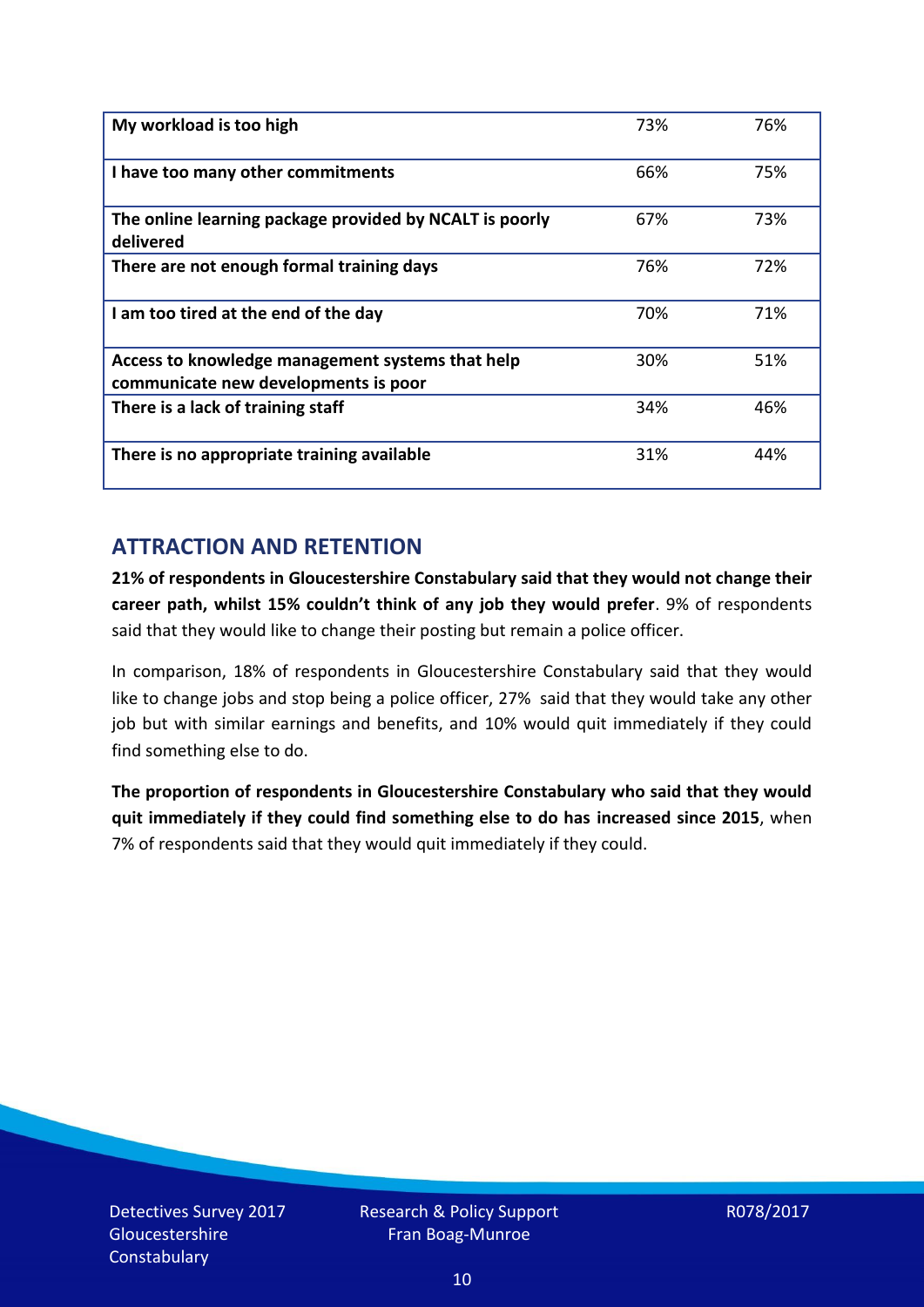| | | |
|---|---|---|
| **My workload is too high** | 73% | 76% |
| **I have too many other commitments** | 66% | 75% |
| **The online learning package provided by NCALT is poorly delivered** | 67% | 73% |
| **There are not enough formal training days** | 76% | 72% |
| **I am too tired at the end of the day** | 70% | 71% |
| **Access to knowledge management systems that help communicate new developments is poor** | 30% | 51% |
| **There is a lack of training staff** | 34% | 46% |
| **There is no appropriate training available** | 31% | 44% |

## ATTRACTION AND RETENTION

**21% of respondents in Gloucestershire Constabulary said that they would not change their career path, whilst 15% couldn't think of any job they would prefer**. 9% of respondents said that they would like to change their posting but remain a police officer.

In comparison, 18% of respondents in Gloucestershire Constabulary said that they would like to change jobs and stop being a police officer, 27% said that they would take any other job but with similar earnings and benefits, and 10% would quit immediately if they could find something else to do.

**The proportion of respondents in Gloucestershire Constabulary who said that they would quit immediately if they could find something else to do has increased since 2015**, when 7% of respondents said that they would quit immediately if they could.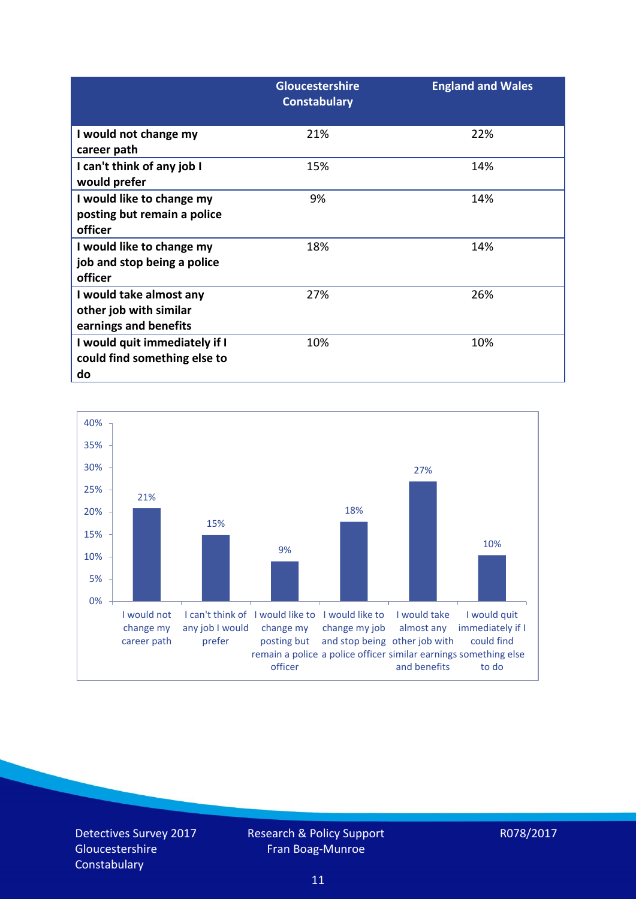| | Gloucestershire Constabulary | England and Wales |
|---|---|---|
| **I would not change my career path** | 21% | 22% |
| **I can't think of any job I would prefer** | 15% | 14% |
| **I would like to change my posting but remain a police officer** | 9% | 14% |
| **I would like to change my job and stop being a police officer** | 18% | 14% |
| **I would take almost any other job with similar earnings and benefits** | 27% | 26% |
| **I would quit immediately if I could find something else to do** | 10% | 10% |

| Response | Gloucestershire Constabulary |
|---|---|
| I would not change my career path | 21% |
| I can't think of any job I would prefer | 15% |
| I would like to change my posting but remain a police officer | 9% |
| I would like to change my job and stop being a police officer | 18% |
| I would take almost any other job with similar earnings and benefits | 27% |
| I would quit immediately if I could find something else to do | 10% |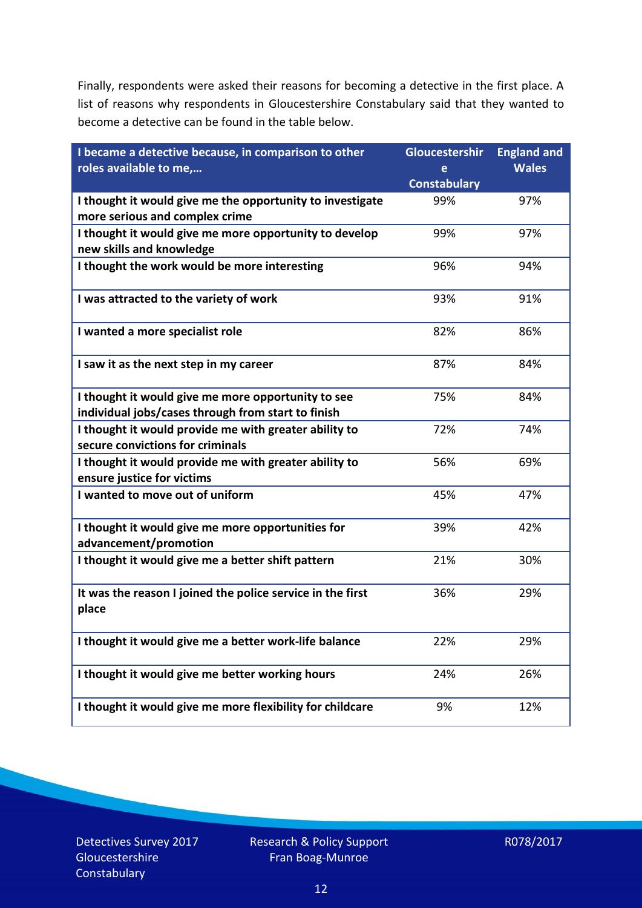Finally, respondents were asked their reasons for becoming a detective in the first place. A list of reasons why respondents in Gloucestershire Constabulary said that they wanted to become a detective can be found in the table below.

| I became a detective because, in comparison to other roles available to me,… | Gloucestershire Constabulary | England and Wales |
|---|---|---|
| I thought it would give me the opportunity to investigate more serious and complex crime | 99% | 97% |
| I thought it would give me more opportunity to develop new skills and knowledge | 99% | 97% |
| I thought the work would be more interesting | 96% | 94% |
| I was attracted to the variety of work | 93% | 91% |
| I wanted a more specialist role | 82% | 86% |
| I saw it as the next step in my career | 87% | 84% |
| I thought it would give me more opportunity to see individual jobs/cases through from start to finish | 75% | 84% |
| I thought it would provide me with greater ability to secure convictions for criminals | 72% | 74% |
| I thought it would provide me with greater ability to ensure justice for victims | 56% | 69% |
| I wanted to move out of uniform | 45% | 47% |
| I thought it would give me more opportunities for advancement/promotion | 39% | 42% |
| I thought it would give me a better shift pattern | 21% | 30% |
| It was the reason I joined the police service in the first place | 36% | 29% |
| I thought it would give me a better work-life balance | 22% | 29% |
| I thought it would give me better working hours | 24% | 26% |
| I thought it would give me more flexibility for childcare | 9% | 12% |